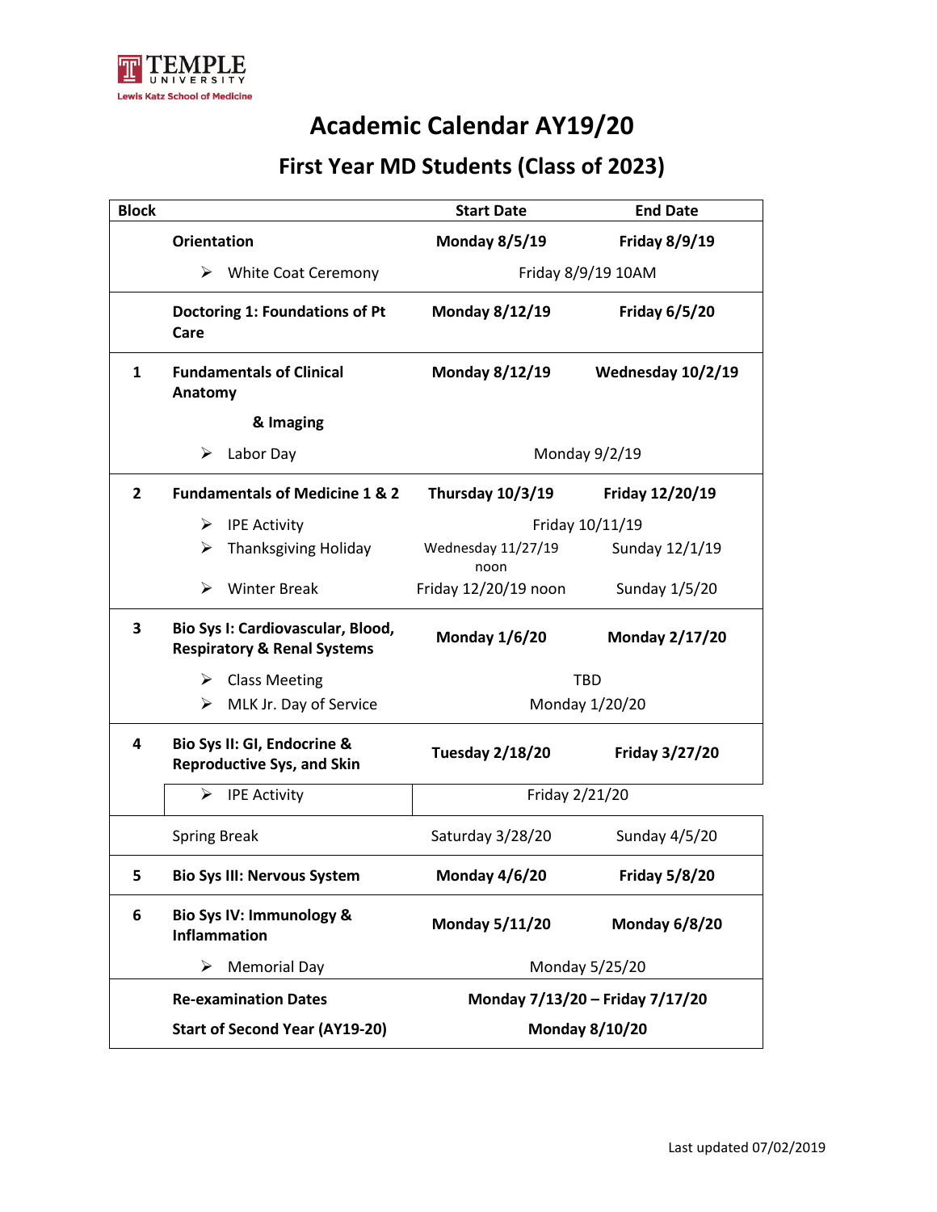TEMPLE UNIVERSITY

Lewis Katz School of Medicine

# Academic Calendar AY19/20

## First Year MD Students (Class of 2023)

| Block | | Start Date | End Date |
|---|---|---|---|
| | **Orientation** | **Monday 8/5/19** | **Friday 8/9/19** |
| | ➢ White Coat Ceremony | Friday 8/9/19 10AM | |
| | **Doctoring 1: Foundations of Pt Care** | **Monday 8/12/19** | **Friday 6/5/20** |
| **1** | **Fundamentals of Clinical Anatomy & Imaging** | **Monday 8/12/19** | **Wednesday 10/2/19** |
| | ➢ Labor Day | Monday 9/2/19 | |
| **2** | **Fundamentals of Medicine 1 & 2** | **Thursday 10/3/19** | **Friday 12/20/19** |
| | ➢ IPE Activity | Friday 10/11/19 | |
| | ➢ Thanksgiving Holiday | Wednesday 11/27/19 noon | Sunday 12/1/19 |
| | ➢ Winter Break | Friday 12/20/19 noon | Sunday 1/5/20 |
| **3** | **Bio Sys I: Cardiovascular, Blood, Respiratory & Renal Systems** | **Monday 1/6/20** | **Monday 2/17/20** |
| | ➢ Class Meeting | TBD | |
| | ➢ MLK Jr. Day of Service | Monday 1/20/20 | |
| **4** | **Bio Sys II: GI, Endocrine & Reproductive Sys, and Skin** | **Tuesday 2/18/20** | **Friday 3/27/20** |
| | ➢ IPE Activity | Friday 2/21/20 | |
| | Spring Break | Saturday 3/28/20 | Sunday 4/5/20 |
| **5** | **Bio Sys III: Nervous System** | **Monday 4/6/20** | **Friday 5/8/20** |
| **6** | **Bio Sys IV: Immunology & Inflammation** | **Monday 5/11/20** | **Monday 6/8/20** |
| | ➢ Memorial Day | Monday 5/25/20 | |
| | **Re-examination Dates** | **Monday 7/13/20 – Friday 7/17/20** | |
| | **Start of Second Year (AY19-20)** | **Monday 8/10/20** | |

Last updated 07/02/2019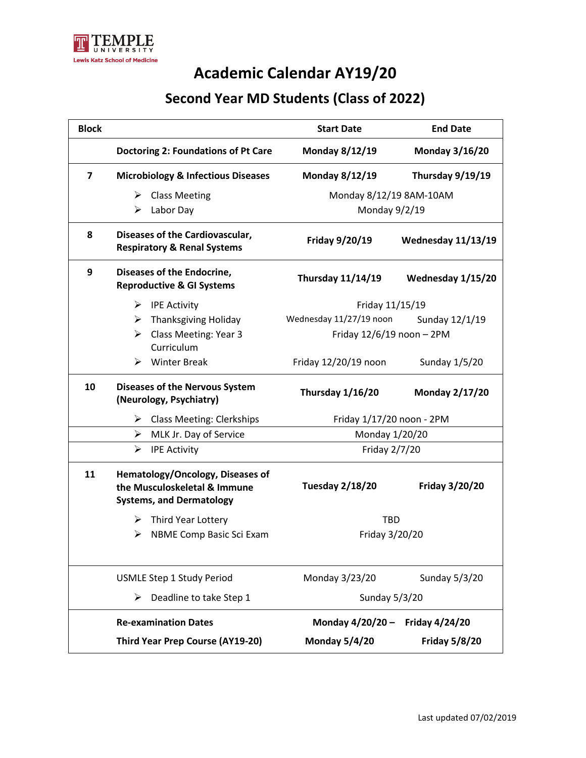TEMPLE UNIVERSITY
Lewis Katz School of Medicine

# Academic Calendar AY19/20

## Second Year MD Students (Class of 2022)

| Block | | Start Date | End Date |
|---|---|---|---|
| | **Doctoring 2: Foundations of Pt Care** | **Monday 8/12/19** | **Monday 3/16/20** |
| **7** | **Microbiology & Infectious Diseases** | **Monday 8/12/19** | **Thursday 9/19/19** |
| | ➢ Class Meeting | Monday 8/12/19 8AM-10AM | |
| | ➢ Labor Day | Monday 9/2/19 | |
| **8** | **Diseases of the Cardiovascular, Respiratory & Renal Systems** | **Friday 9/20/19** | **Wednesday 11/13/19** |
| **9** | **Diseases of the Endocrine, Reproductive & GI Systems** | **Thursday 11/14/19** | **Wednesday 1/15/20** |
| | ➢ IPE Activity | Friday 11/15/19 | |
| | ➢ Thanksgiving Holiday | Wednesday 11/27/19 noon | Sunday 12/1/19 |
| | ➢ Class Meeting: Year 3 Curriculum | Friday 12/6/19 noon – 2PM | |
| | ➢ Winter Break | Friday 12/20/19 noon | Sunday 1/5/20 |
| **10** | **Diseases of the Nervous System (Neurology, Psychiatry)** | **Thursday 1/16/20** | **Monday 2/17/20** |
| | ➢ Class Meeting: Clerkships | Friday 1/17/20 noon - 2PM | |
| | ➢ MLK Jr. Day of Service | Monday 1/20/20 | |
| | ➢ IPE Activity | Friday 2/7/20 | |
| **11** | **Hematology/Oncology, Diseases of the Musculoskeletal & Immune Systems, and Dermatology** | **Tuesday 2/18/20** | **Friday 3/20/20** |
| | ➢ Third Year Lottery | TBD | |
| | ➢ NBME Comp Basic Sci Exam | Friday 3/20/20 | |
| | USMLE Step 1 Study Period | Monday 3/23/20 | Sunday 5/3/20 |
| | ➢ Deadline to take Step 1 | Sunday 5/3/20 | |
| | **Re-examination Dates** | **Monday 4/20/20 –** | **Friday 4/24/20** |
| | **Third Year Prep Course (AY19-20)** | **Monday 5/4/20** | **Friday 5/8/20** |

Last updated 07/02/2019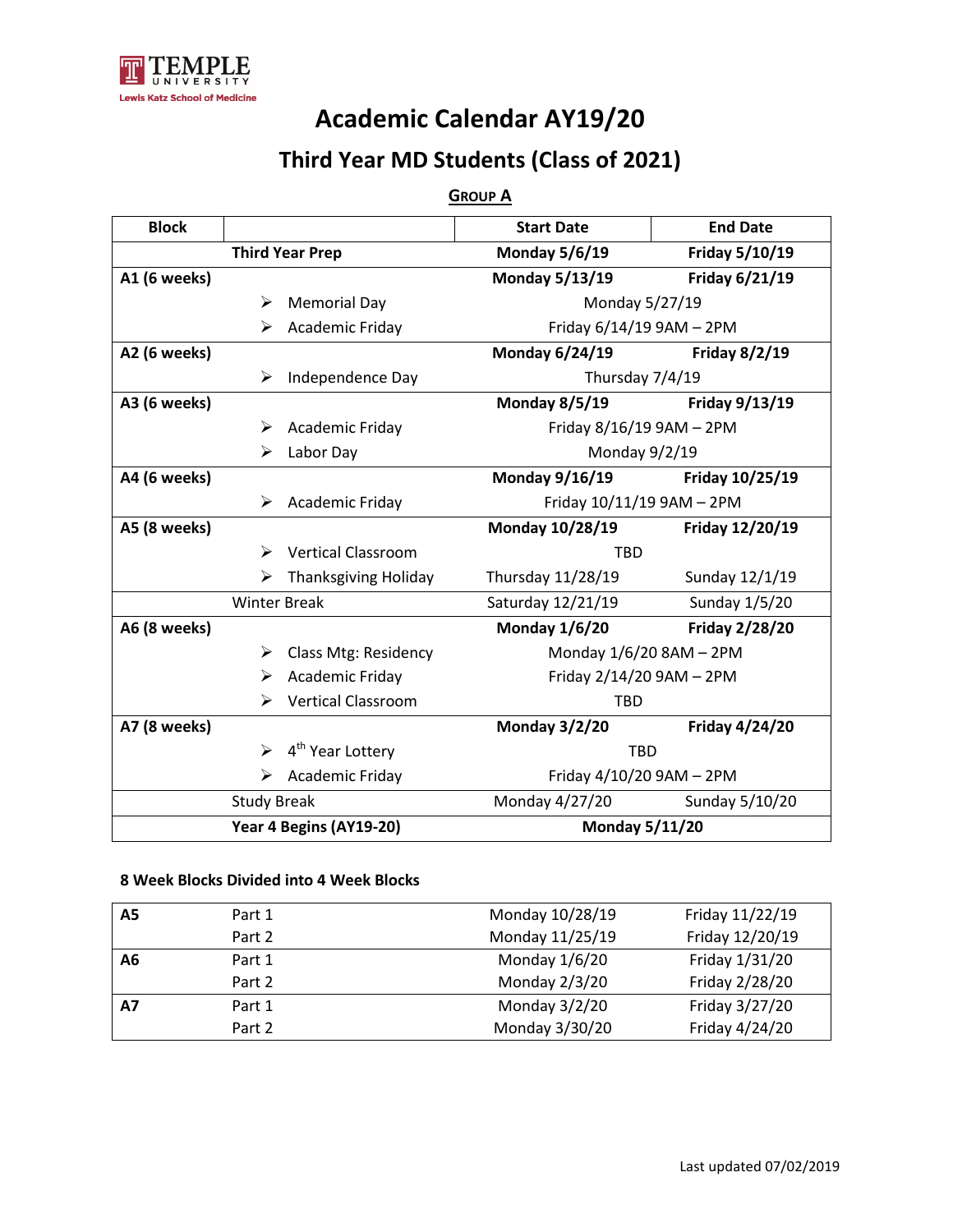TEMPLE UNIVERSITY

Lewis Katz School of Medicine

# Academic Calendar AY19/20

## Third Year MD Students (Class of 2021)

**GROUP A**

| Block | | Start Date | End Date |
|---|---|---|---|
| | **Third Year Prep** | **Monday 5/6/19** | **Friday 5/10/19** |
| **A1 (6 weeks)** | | **Monday 5/13/19** | **Friday 6/21/19** |
| | ➢ Memorial Day | Monday 5/27/19 | |
| | ➢ Academic Friday | Friday 6/14/19 9AM – 2PM | |
| **A2 (6 weeks)** | | **Monday 6/24/19** | **Friday 8/2/19** |
| | ➢ Independence Day | Thursday 7/4/19 | |
| **A3 (6 weeks)** | | **Monday 8/5/19** | **Friday 9/13/19** |
| | ➢ Academic Friday | Friday 8/16/19 9AM – 2PM | |
| | ➢ Labor Day | Monday 9/2/19 | |
| **A4 (6 weeks)** | | **Monday 9/16/19** | **Friday 10/25/19** |
| | ➢ Academic Friday | Friday 10/11/19 9AM – 2PM | |
| **A5 (8 weeks)** | | **Monday 10/28/19** | **Friday 12/20/19** |
| | ➢ Vertical Classroom | TBD | |
| | ➢ Thanksgiving Holiday | Thursday 11/28/19 | Sunday 12/1/19 |
| | Winter Break | Saturday 12/21/19 | Sunday 1/5/20 |
| **A6 (8 weeks)** | | **Monday 1/6/20** | **Friday 2/28/20** |
| | ➢ Class Mtg: Residency | Monday 1/6/20 8AM – 2PM | |
| | ➢ Academic Friday | Friday 2/14/20 9AM – 2PM | |
| | ➢ Vertical Classroom | TBD | |
| **A7 (8 weeks)** | | **Monday 3/2/20** | **Friday 4/24/20** |
| | ➢ 4th Year Lottery | TBD | |
| | ➢ Academic Friday | Friday 4/10/20 9AM – 2PM | |
| | Study Break | Monday 4/27/20 | Sunday 5/10/20 |
| | **Year 4 Begins (AY19-20)** | **Monday 5/11/20** | |

**8 Week Blocks Divided into 4 Week Blocks**

| | | | |
|---|---|---|---|
| **A5** | Part 1 | Monday 10/28/19 | Friday 11/22/19 |
| | Part 2 | Monday 11/25/19 | Friday 12/20/19 |
| **A6** | Part 1 | Monday 1/6/20 | Friday 1/31/20 |
| | Part 2 | Monday 2/3/20 | Friday 2/28/20 |
| **A7** | Part 1 | Monday 3/2/20 | Friday 3/27/20 |
| | Part 2 | Monday 3/30/20 | Friday 4/24/20 |

Last updated 07/02/2019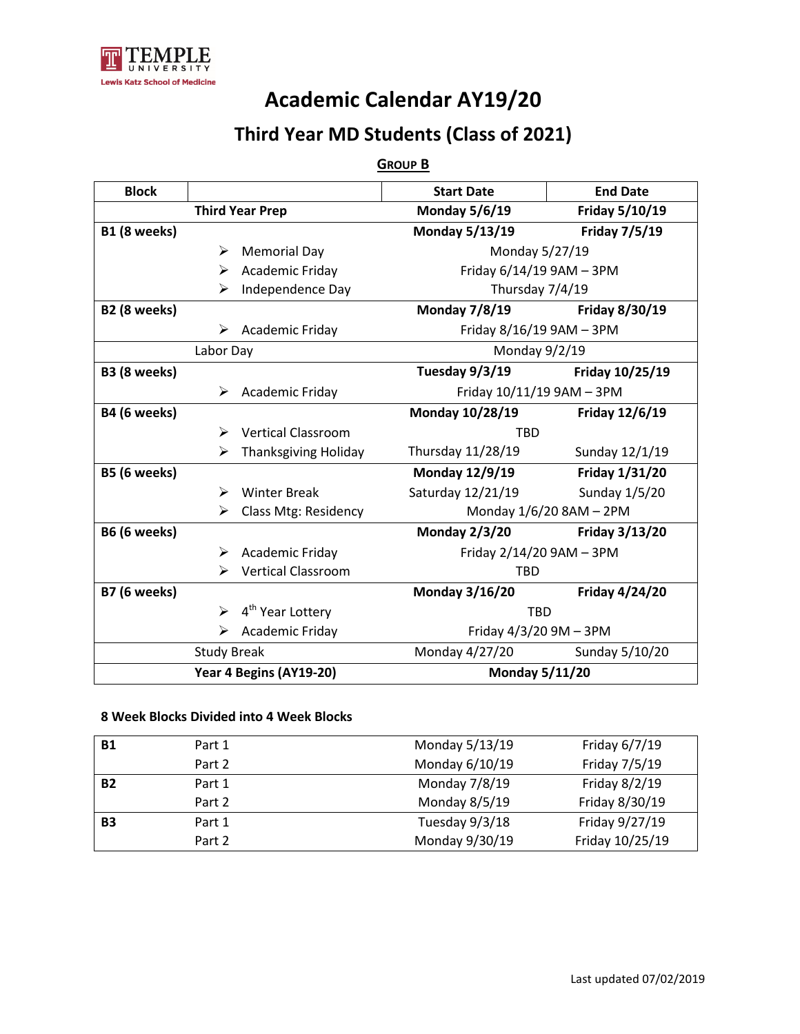TEMPLE UNIVERSITY
Lewis Katz School of Medicine

# Academic Calendar AY19/20

## Third Year MD Students (Class of 2021)

**GROUP B**

| Block | | Start Date | End Date |
|---|---|---|---|
| | **Third Year Prep** | **Monday 5/6/19** | **Friday 5/10/19** |
| **B1 (8 weeks)** | | **Monday 5/13/19** | **Friday 7/5/19** |
| | ➢ Memorial Day | Monday 5/27/19 | |
| | ➢ Academic Friday | Friday 6/14/19 9AM – 3PM | |
| | ➢ Independence Day | Thursday 7/4/19 | |
| **B2 (8 weeks)** | | **Monday 7/8/19** | **Friday 8/30/19** |
| | ➢ Academic Friday | Friday 8/16/19 9AM – 3PM | |
| | Labor Day | Monday 9/2/19 | |
| **B3 (8 weeks)** | | **Tuesday 9/3/19** | **Friday 10/25/19** |
| | ➢ Academic Friday | Friday 10/11/19 9AM – 3PM | |
| **B4 (6 weeks)** | | **Monday 10/28/19** | **Friday 12/6/19** |
| | ➢ Vertical Classroom | TBD | |
| | ➢ Thanksgiving Holiday | Thursday 11/28/19 | Sunday 12/1/19 |
| **B5 (6 weeks)** | | **Monday 12/9/19** | **Friday 1/31/20** |
| | ➢ Winter Break | Saturday 12/21/19 | Sunday 1/5/20 |
| | ➢ Class Mtg: Residency | Monday 1/6/20 8AM – 2PM | |
| **B6 (6 weeks)** | | **Monday 2/3/20** | **Friday 3/13/20** |
| | ➢ Academic Friday | Friday 2/14/20 9AM – 3PM | |
| | ➢ Vertical Classroom | TBD | |
| **B7 (6 weeks)** | | **Monday 3/16/20** | **Friday 4/24/20** |
| | ➢ 4th Year Lottery | TBD | |
| | ➢ Academic Friday | Friday 4/3/20 9M – 3PM | |
| | Study Break | Monday 4/27/20 | Sunday 5/10/20 |
| | **Year 4 Begins (AY19-20)** | **Monday 5/11/20** | |

**8 Week Blocks Divided into 4 Week Blocks**

| | | | |
|---|---|---|---|
| **B1** | Part 1 | Monday 5/13/19 | Friday 6/7/19 |
| | Part 2 | Monday 6/10/19 | Friday 7/5/19 |
| **B2** | Part 1 | Monday 7/8/19 | Friday 8/2/19 |
| | Part 2 | Monday 8/5/19 | Friday 8/30/19 |
| **B3** | Part 1 | Tuesday 9/3/18 | Friday 9/27/19 |
| | Part 2 | Monday 9/30/19 | Friday 10/25/19 |

Last updated 07/02/2019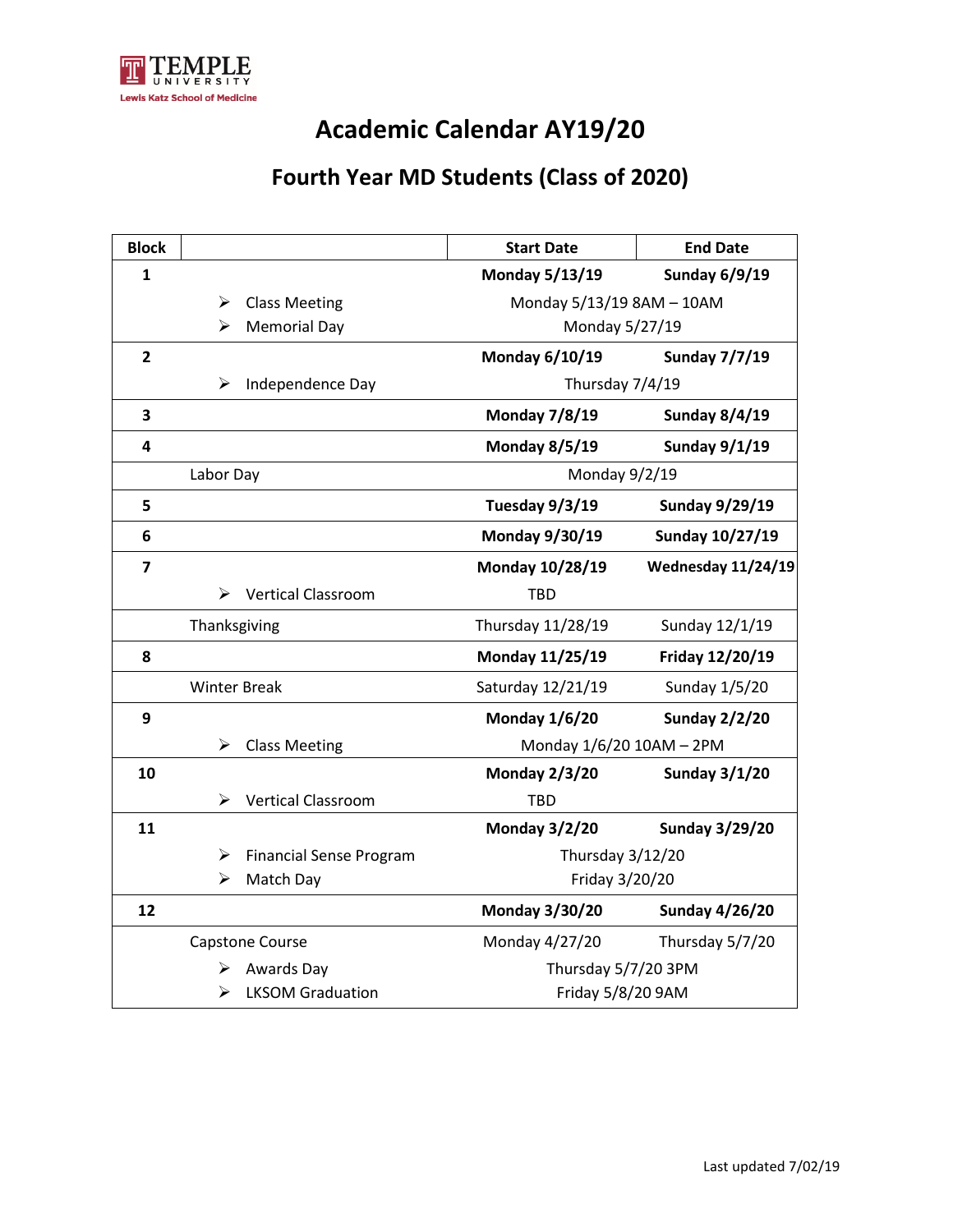TEMPLE UNIVERSITY
Lewis Katz School of Medicine

# Academic Calendar AY19/20

## Fourth Year MD Students (Class of 2020)

| Block | | Start Date | End Date |
|---|---|---|---|
| **1** | | **Monday 5/13/19** | **Sunday 6/9/19** |
| | ➢ Class Meeting | Monday 5/13/19 8AM – 10AM | |
| | ➢ Memorial Day | Monday 5/27/19 | |
| **2** | | **Monday 6/10/19** | **Sunday 7/7/19** |
| | ➢ Independence Day | Thursday 7/4/19 | |
| **3** | | **Monday 7/8/19** | **Sunday 8/4/19** |
| **4** | | **Monday 8/5/19** | **Sunday 9/1/19** |
| | Labor Day | Monday 9/2/19 | |
| **5** | | **Tuesday 9/3/19** | **Sunday 9/29/19** |
| **6** | | **Monday 9/30/19** | **Sunday 10/27/19** |
| **7** | | **Monday 10/28/19** | **Wednesday 11/24/19** |
| | ➢ Vertical Classroom | TBD | |
| | Thanksgiving | Thursday 11/28/19 | Sunday 12/1/19 |
| **8** | | **Monday 11/25/19** | **Friday 12/20/19** |
| | Winter Break | Saturday 12/21/19 | Sunday 1/5/20 |
| **9** | | **Monday 1/6/20** | **Sunday 2/2/20** |
| | ➢ Class Meeting | Monday 1/6/20 10AM – 2PM | |
| **10** | | **Monday 2/3/20** | **Sunday 3/1/20** |
| | ➢ Vertical Classroom | TBD | |
| **11** | | **Monday 3/2/20** | **Sunday 3/29/20** |
| | ➢ Financial Sense Program | Thursday 3/12/20 | |
| | ➢ Match Day | Friday 3/20/20 | |
| **12** | | **Monday 3/30/20** | **Sunday 4/26/20** |
| | Capstone Course | Monday 4/27/20 | Thursday 5/7/20 |
| | ➢ Awards Day | Thursday 5/7/20 3PM | |
| | ➢ LKSOM Graduation | Friday 5/8/20 9AM | |

Last updated 7/02/19